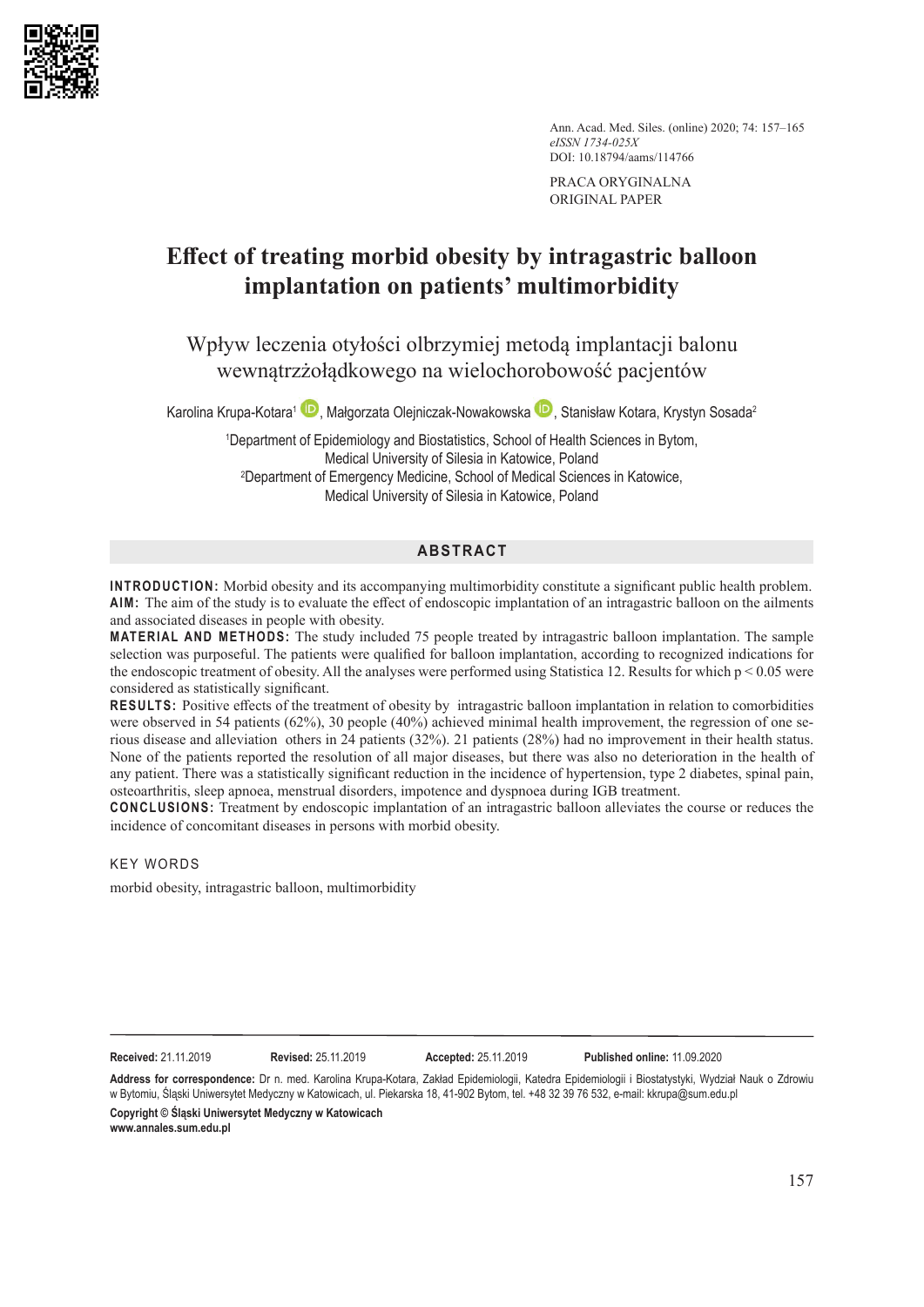Ann. Acad. Med. Siles. (online) 2020; 74: 157–165
*eISSN 1734-025X*
DOI: 10.18794/aams/114766

PRACA ORYGINALNA
ORIGINAL PAPER

# Effect of treating morbid obesity by intragastric balloon implantation on patients' multimorbidity

## Wpływ leczenia otyłości olbrzymiej metodą implantacji balonu wewnątrzżołądkowego na wielochorobowość pacjentów

Karolina Krupa-Kotara[1], Małgorzata Olejniczak-Nowakowska, Stanisław Kotara, Krystyn Sosada[2]

[1]Department of Epidemiology and Biostatistics, School of Health Sciences in Bytom, Medical University of Silesia in Katowice, Poland
[2]Department of Emergency Medicine, School of Medical Sciences in Katowice, Medical University of Silesia in Katowice, Poland

## ABSTRACT

**INTRODUCTION:** Morbid obesity and its accompanying multimorbidity constitute a significant public health problem.
**AIM:** The aim of the study is to evaluate the effect of endoscopic implantation of an intragastric balloon on the ailments and associated diseases in people with obesity.
**MATERIAL AND METHODS:** The study included 75 people treated by intragastric balloon implantation. The sample selection was purposeful. The patients were qualified for balloon implantation, according to recognized indications for the endoscopic treatment of obesity. All the analyses were performed using Statistica 12. Results for which $p < 0.05$ were considered as statistically significant.
**RESULTS:** Positive effects of the treatment of obesity by intragastric balloon implantation in relation to comorbidities were observed in 54 patients (62%), 30 people (40%) achieved minimal health improvement, the regression of one serious disease and alleviation others in 24 patients (32%). 21 patients (28%) had no improvement in their health status. None of the patients reported the resolution of all major diseases, but there was also no deterioration in the health of any patient. There was a statistically significant reduction in the incidence of hypertension, type 2 diabetes, spinal pain, osteoarthritis, sleep apnoea, menstrual disorders, impotence and dyspnoea during IGB treatment.
**CONCLUSIONS:** Treatment by endoscopic implantation of an intragastric balloon alleviates the course or reduces the incidence of concomitant diseases in persons with morbid obesity.

KEY WORDS

morbid obesity, intragastric balloon, multimorbidity

**Received:** 21.11.2019 **Revised:** 25.11.2019 **Accepted:** 25.11.2019 **Published online:** 11.09.2020

**Address for correspondence:** Dr n. med. Karolina Krupa-Kotara, Zakład Epidemiologii, Katedra Epidemiologii i Biostatystyki, Wydział Nauk o Zdrowiu w Bytomiu, Śląski Uniwersytet Medyczny w Katowicach, ul. Piekarska 18, 41-902 Bytom, tel. +48 32 39 76 532, e-mail: kkrupa@sum.edu.pl

**Copyright © Śląski Uniwersytet Medyczny w Katowicach**
**www.annales.sum.edu.pl**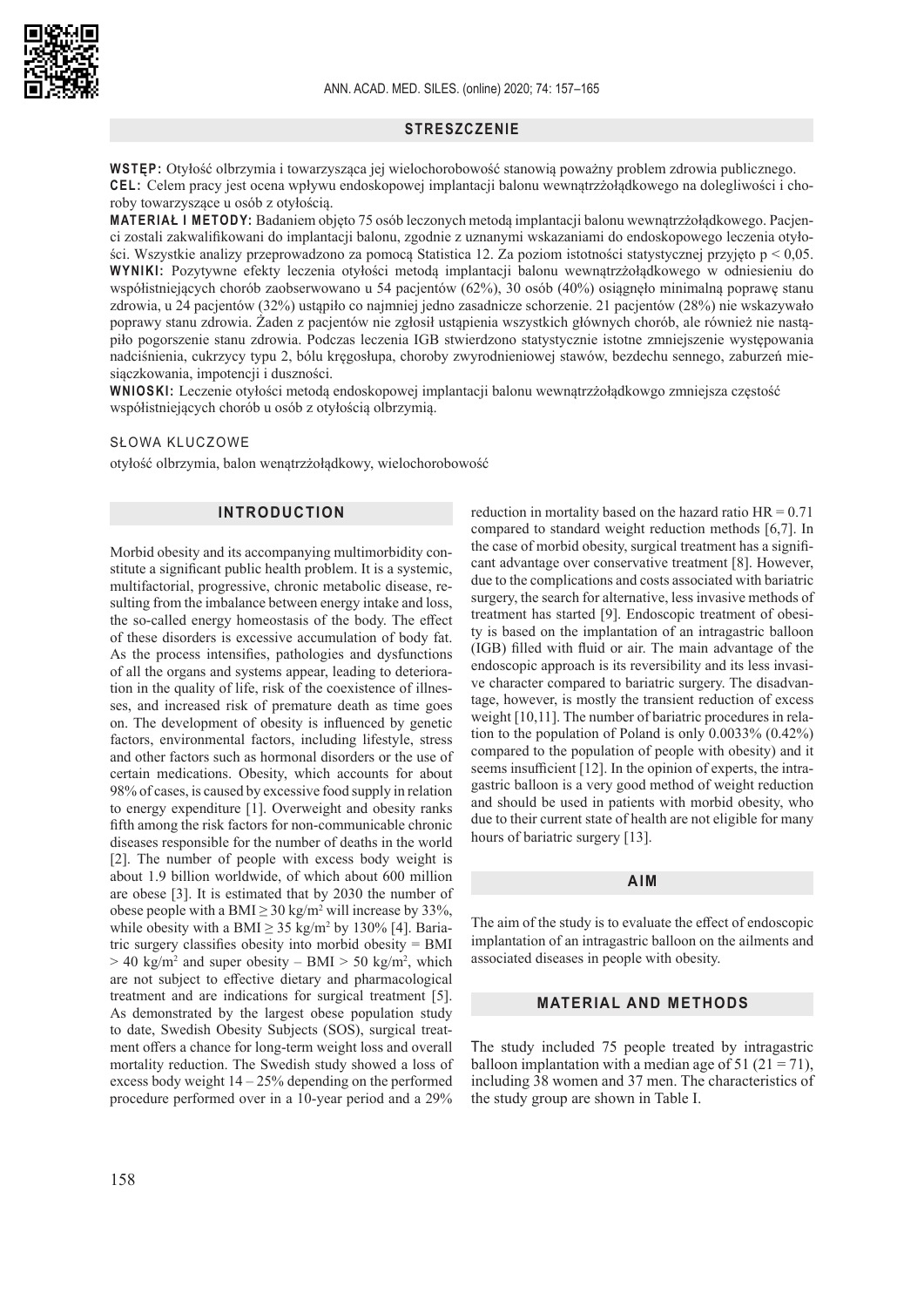## STRESZCZENIE

**WSTĘP:** Otyłość olbrzymia i towarzysząca jej wielochorobowość stanowią poważny problem zdrowia publicznego.

**CEL:** Celem pracy jest ocena wpływu endoskopowej implantacji balonu wewnątrzżołądkowego na dolegliwości i choroby towarzyszące u osób z otyłością.

**MATERIAŁ I METODY:** Badaniem objęto 75 osób leczonych metodą implantacji balonu wewnątrzżołądkowego. Pacjenci zostali zakwalifikowani do implantacji balonu, zgodnie z uznanymi wskazaniami do endoskopowego leczenia otyłości. Wszystkie analizy przeprowadzono za pomocą Statistica 12. Za poziom istotności statystycznej przyjęto $p < 0,05$.

**WYNIKI:** Pozytywne efekty leczenia otyłości metodą implantacji balonu wewnątrzżołądkowego w odniesieniu do współistniejących chorób zaobserwowano u 54 pacjentów (62%), 30 osób (40%) osiągnęło minimalną poprawę stanu zdrowia, u 24 pacjentów (32%) ustąpiło co najmniej jedno zasadnicze schorzenie. 21 pacjentów (28%) nie wskazywało poprawy stanu zdrowia. Żaden z pacjentów nie zgłosił ustąpienia wszystkich głównych chorób, ale również nie nastąpiło pogorszenie stanu zdrowia. Podczas leczenia IGB stwierdzono statystycznie istotne zmniejszenie występowania nadciśnienia, cukrzycy typu 2, bólu kręgosłupa, choroby zwyrodnieniowej stawów, bezdechu sennego, zaburzeń miesiączkowania, impotencji i duszności.

**WNIOSKI:** Leczenie otyłości metodą endoskopowej implantacji balonu wewnątrzżołądkowgo zmniejsza częstość współistniejących chorób u osób z otyłością olbrzymią.

SŁOWA KLUCZOWE

otyłość olbrzymia, balon wenątrzżołądkowy, wielochorobowość

## INTRODUCTION

Morbid obesity and its accompanying multimorbidity constitute a significant public health problem. It is a systemic, multifactorial, progressive, chronic metabolic disease, resulting from the imbalance between energy intake and loss, the so-called energy homeostasis of the body. The effect of these disorders is excessive accumulation of body fat. As the process intensifies, pathologies and dysfunctions of all the organs and systems appear, leading to deterioration in the quality of life, risk of the coexistence of illnesses, and increased risk of premature death as time goes on. The development of obesity is influenced by genetic factors, environmental factors, including lifestyle, stress and other factors such as hormonal disorders or the use of certain medications. Obesity, which accounts for about 98% of cases, is caused by excessive food supply in relation to energy expenditure [1]. Overweight and obesity ranks fifth among the risk factors for non-communicable chronic diseases responsible for the number of deaths in the world [2]. The number of people with excess body weight is about 1.9 billion worldwide, of which about 600 million are obese [3]. It is estimated that by 2030 the number of obese people with a BMI $\geq 30$ kg/m$^2$ will increase by 33%, while obesity with a BMI $\geq 35$ kg/m$^2$ by 130% [4]. Bariatric surgery classifies obesity into morbid obesity = BMI $> 40$ kg/m$^2$ and super obesity – BMI $> 50$ kg/m$^2$, which are not subject to effective dietary and pharmacological treatment and are indications for surgical treatment [5]. As demonstrated by the largest obese population study to date, Swedish Obesity Subjects (SOS), surgical treatment offers a chance for long-term weight loss and overall mortality reduction. The Swedish study showed a loss of excess body weight 14 – 25% depending on the performed procedure performed over in a 10-year period and a 29% reduction in mortality based on the hazard ratio HR = 0.71 compared to standard weight reduction methods [6,7]. In the case of morbid obesity, surgical treatment has a significant advantage over conservative treatment [8]. However, due to the complications and costs associated with bariatric surgery, the search for alternative, less invasive methods of treatment has started [9]. Endoscopic treatment of obesity is based on the implantation of an intragastric balloon (IGB) filled with fluid or air. The main advantage of the endoscopic approach is its reversibility and its less invasive character compared to bariatric surgery. The disadvantage, however, is mostly the transient reduction of excess weight [10,11]. The number of bariatric procedures in relation to the population of Poland is only 0.0033% (0.42%) compared to the population of people with obesity) and it seems insufficient [12]. In the opinion of experts, the intragastric balloon is a very good method of weight reduction and should be used in patients with morbid obesity, who due to their current state of health are not eligible for many hours of bariatric surgery [13].

## AIM

The aim of the study is to evaluate the effect of endoscopic implantation of an intragastric balloon on the ailments and associated diseases in people with obesity.

## MATERIAL AND METHODS

The study included 75 people treated by intragastric balloon implantation with a median age of 51 (21 = 71), including 38 women and 37 men. The characteristics of the study group are shown in Table I.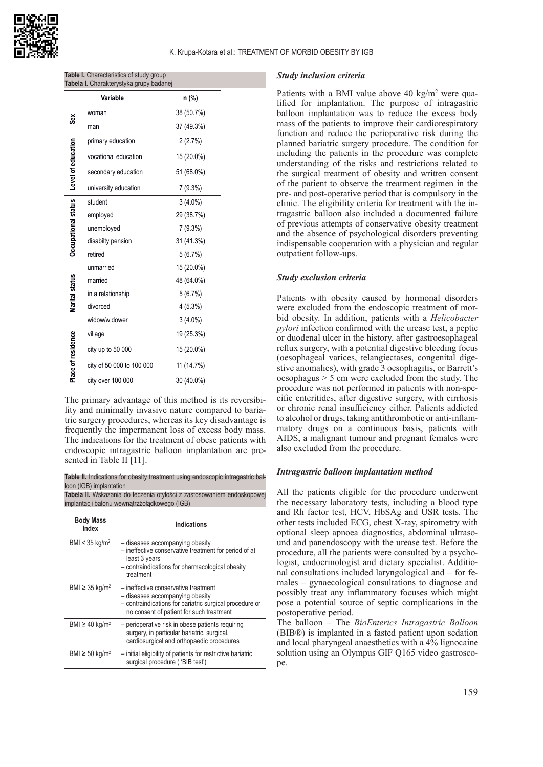**Table I.** Characteristics of study group
**Tabela I.** Charakterystyka grupy badanej

| | Variable | n (%) |
|---|---|---|
| Sex | woman | 38 (50.7%) |
| | man | 37 (49.3%) |
| Level of education | primary education | 2 (2.7%) |
| | vocational education | 15 (20.0%) |
| | secondary education | 51 (68.0%) |
| | university education | 7 (9.3%) |
| Occupational status | student | 3 (4.0%) |
| | employed | 29 (38.7%) |
| | unemployed | 7 (9.3%) |
| | disabilty pension | 31 (41.3%) |
| | retired | 5 (6.7%) |
| Marital status | unmarried | 15 (20.0%) |
| | married | 48 (64.0%) |
| | in a relationship | 5 (6.7%) |
| | divorced | 4 (5.3%) |
| | widow/widower | 3 (4.0%) |
| Place of residence | village | 19 (25.3%) |
| | city up to 50 000 | 15 (20.0%) |
| | city of 50 000 to 100 000 | 11 (14.7%) |
| | city over 100 000 | 30 (40.0%) |

The primary advantage of this method is its reversibility and minimally invasive nature compared to bariatric surgery procedures, whereas its key disadvantage is frequently the impermanent loss of excess body mass. The indications for the treatment of obese patients with endoscopic intragastric balloon implantation are presented in Table II [11].

**Table II.** Indications for obesity treatment using endoscopic intragastric balloon (IGB) implantation
**Tabela II.** Wskazania do leczenia otyłości z zastosowaniem endoskopowej implantacji balonu wewnątrzżołądkowego (IGB)

| Body Mass Index | Indications |
|---|---|
| BMI < 35 kg/m² | – diseases accompanying obesity<br>– ineffective conservative treatment for period of at least 3 years<br>– contraindications for pharmacological obesity treatment |
| BMI ≥ 35 kg/m² | – ineffective conservative treatment<br>– diseases accompanying obesity<br>– contraindications for bariatric surgical procedure or no consent of patient for such treatment |
| BMI ≥ 40 kg/m² | – perioperative risk in obese patients requiring surgery, in particular bariatric, surgical, cardiosurgical and orthopaedic procedures |
| BMI ≥ 50 kg/m² | – initial eligibility of patients for restrictive bariatric surgical procedure ( 'BIB test') |

### *Study inclusion criteria*

Patients with a BMI value above 40 kg/m² were qualified for implantation. The purpose of intragastric balloon implantation was to reduce the excess body mass of the patients to improve their cardiorespiratory function and reduce the perioperative risk during the planned bariatric surgery procedure. The condition for including the patients in the procedure was complete understanding of the risks and restrictions related to the surgical treatment of obesity and written consent of the patient to observe the treatment regimen in the pre- and post-operative period that is compulsory in the clinic. The eligibility criteria for treatment with the intragastric balloon also included a documented failure of previous attempts of conservative obesity treatment and the absence of psychological disorders preventing indispensable cooperation with a physician and regular outpatient follow-ups.

### *Study exclusion criteria*

Patients with obesity caused by hormonal disorders were excluded from the endoscopic treatment of morbid obesity. In addition, patients with a *Helicobacter pylori* infection confirmed with the urease test, a peptic or duodenal ulcer in the history, after gastroesophageal reflux surgery, with a potential digestive bleeding focus (oesophageal varices, telangiectases, congenital digestive anomalies), with grade 3 oesophagitis, or Barrett's oesophagus > 5 cm were excluded from the study. The procedure was not performed in patients with non-specific enteritides, after digestive surgery, with cirrhosis or chronic renal insufficiency either. Patients addicted to alcohol or drugs, taking antithrombotic or anti-inflammatory drugs on a continuous basis, patients with AIDS, a malignant tumour and pregnant females were also excluded from the procedure.

### *Intragastric balloon implantation method*

All the patients eligible for the procedure underwent the necessary laboratory tests, including a blood type and Rh factor test, HCV, HbSAg and USR tests. The other tests included ECG, chest X-ray, spirometry with optional sleep apnoea diagnostics, abdominal ultrasound and panendoscopy with the urease test. Before the procedure, all the patients were consulted by a psychologist, endocrinologist and dietary specialist. Additional consultations included laryngological and – for females – gynaecological consultations to diagnose and possibly treat any inflammatory focuses which might pose a potential source of septic complications in the postoperative period.

The balloon – The *BioEnterics Intragastric Balloon* (BIB®) is implanted in a fasted patient upon sedation and local pharyngeal anaesthetics with a 4% lignocaine solution using an Olympus GIF Q165 video gastroscope.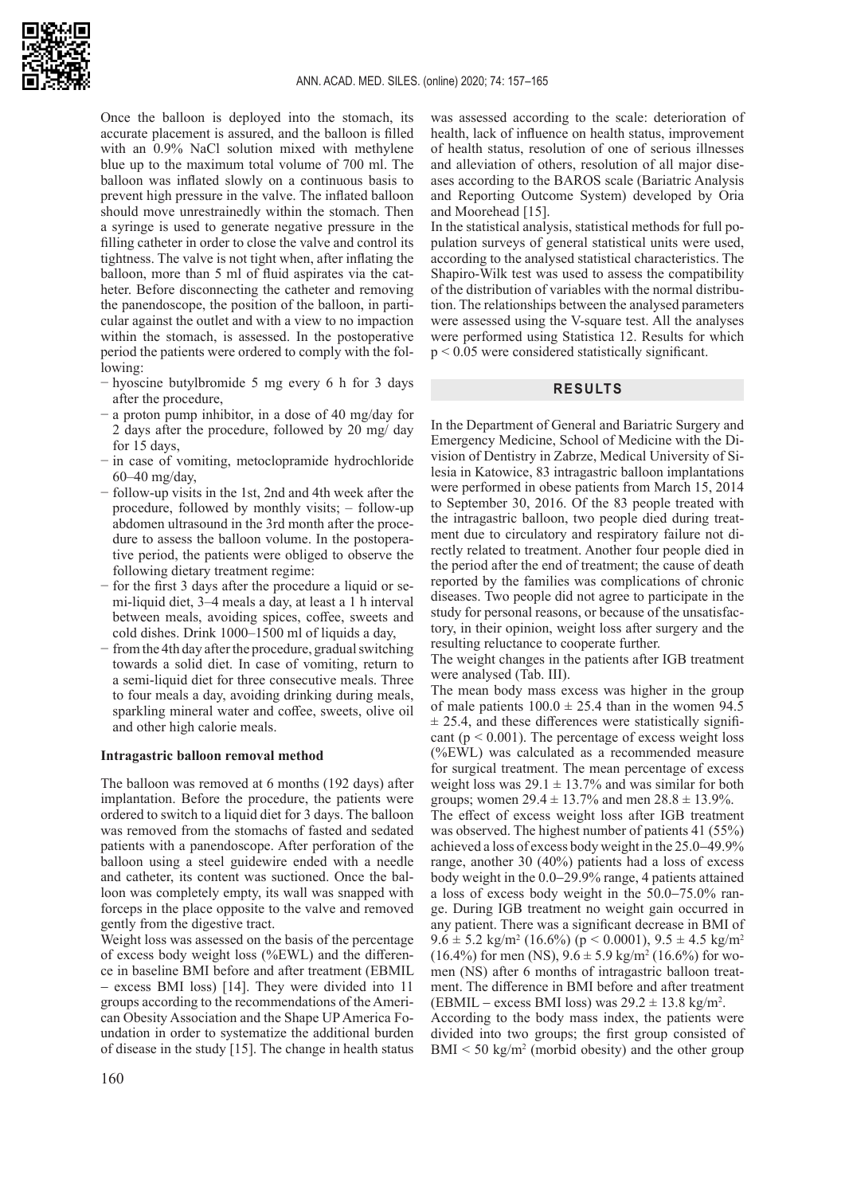Once the balloon is deployed into the stomach, its accurate placement is assured, and the balloon is filled with an 0.9% NaCl solution mixed with methylene blue up to the maximum total volume of 700 ml. The balloon was inflated slowly on a continuous basis to prevent high pressure in the valve. The inflated balloon should move unrestrainedly within the stomach. Then a syringe is used to generate negative pressure in the filling catheter in order to close the valve and control its tightness. The valve is not tight when, after inflating the balloon, more than 5 ml of fluid aspirates via the catheter. Before disconnecting the catheter and removing the panendoscope, the position of the balloon, in particular against the outlet and with a view to no impaction within the stomach, is assessed. In the postoperative period the patients were ordered to comply with the following:

- hyoscine butylbromide 5 mg every 6 h for 3 days after the procedure,
- a proton pump inhibitor, in a dose of 40 mg/day for 2 days after the procedure, followed by 20 mg/ day for 15 days,
- in case of vomiting, metoclopramide hydrochloride 60–40 mg/day,
- follow-up visits in the 1st, 2nd and 4th week after the procedure, followed by monthly visits; – follow-up abdomen ultrasound in the 3rd month after the procedure to assess the balloon volume. In the postoperative period, the patients were obliged to observe the following dietary treatment regime:
- for the first 3 days after the procedure a liquid or semi-liquid diet, 3–4 meals a day, at least a 1 h interval between meals, avoiding spices, coffee, sweets and cold dishes. Drink 1000–1500 ml of liquids a day,
- from the 4th day after the procedure, gradual switching towards a solid diet. In case of vomiting, return to a semi-liquid diet for three consecutive meals. Three to four meals a day, avoiding drinking during meals, sparkling mineral water and coffee, sweets, olive oil and other high calorie meals.

**Intragastric balloon removal method**

The balloon was removed at 6 months (192 days) after implantation. Before the procedure, the patients were ordered to switch to a liquid diet for 3 days. The balloon was removed from the stomachs of fasted and sedated patients with a panendoscope. After perforation of the balloon using a steel guidewire ended with a needle and catheter, its content was suctioned. Once the balloon was completely empty, its wall was snapped with forceps in the place opposite to the valve and removed gently from the digestive tract.

Weight loss was assessed on the basis of the percentage of excess body weight loss (%EWL) and the difference in baseline BMI before and after treatment (EBMIL – excess BMI loss) [14]. They were divided into 11 groups according to the recommendations of the American Obesity Association and the Shape UP America Foundation in order to systematize the additional burden of disease in the study [15]. The change in health status was assessed according to the scale: deterioration of health, lack of influence on health status, improvement of health status, resolution of one of serious illnesses and alleviation of others, resolution of all major diseases according to the BAROS scale (Bariatric Analysis and Reporting Outcome System) developed by Oria and Moorehead [15].

In the statistical analysis, statistical methods for full population surveys of general statistical units were used, according to the analysed statistical characteristics. The Shapiro-Wilk test was used to assess the compatibility of the distribution of variables with the normal distribution. The relationships between the analysed parameters were assessed using the V-square test. All the analyses were performed using Statistica 12. Results for which $p < 0.05$ were considered statistically significant.

## RESULTS

In the Department of General and Bariatric Surgery and Emergency Medicine, School of Medicine with the Division of Dentistry in Zabrze, Medical University of Silesia in Katowice, 83 intragastric balloon implantations were performed in obese patients from March 15, 2014 to September 30, 2016. Of the 83 people treated with the intragastric balloon, two people died during treatment due to circulatory and respiratory failure not directly related to treatment. Another four people died in the period after the end of treatment; the cause of death reported by the families was complications of chronic diseases. Two people did not agree to participate in the study for personal reasons, or because of the unsatisfactory, in their opinion, weight loss after surgery and the resulting reluctance to cooperate further.

The weight changes in the patients after IGB treatment were analysed (Tab. III).

The mean body mass excess was higher in the group of male patients $100.0 \pm 25.4$ than in the women $94.5 \pm 25.4$, and these differences were statistically significant ($p < 0.001$). The percentage of excess weight loss (%EWL) was calculated as a recommended measure for surgical treatment. The mean percentage of excess weight loss was $29.1 \pm 13.7$% and was similar for both groups; women $29.4 \pm 13.7$% and men $28.8 \pm 13.9$%.

The effect of excess weight loss after IGB treatment was observed. The highest number of patients 41 (55%) achieved a loss of excess body weight in the 25.0–49.9% range, another 30 (40%) patients had a loss of excess body weight in the 0.0–29.9% range, 4 patients attained a loss of excess body weight in the 50.0–75.0% range. During IGB treatment no weight gain occurred in any patient. There was a significant decrease in BMI of $9.6 \pm 5.2$ kg/m$^2$ (16.6%) ($p < 0.0001$), $9.5 \pm 4.5$ kg/m$^2$ (16.4%) for men (NS), $9.6 \pm 5.9$ kg/m$^2$ (16.6%) for women (NS) after 6 months of intragastric balloon treatment. The difference in BMI before and after treatment (EBMIL – excess BMI loss) was $29.2 \pm 13.8$ kg/m$^2$.

According to the body mass index, the patients were divided into two groups; the first group consisted of BMI $< 50$ kg/m$^2$ (morbid obesity) and the other group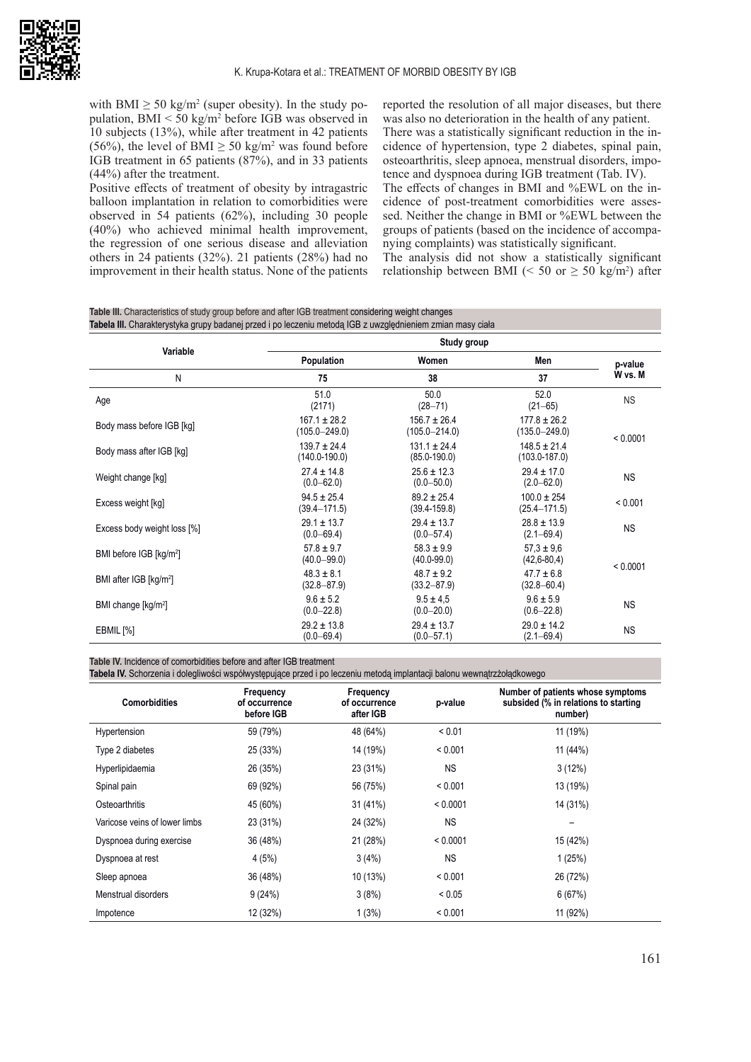with BMI ≥ 50 kg/m² (super obesity). In the study population, BMI < 50 kg/m² before IGB was observed in 10 subjects (13%), while after treatment in 42 patients (56%), the level of BMI ≥ 50 kg/m² was found before IGB treatment in 65 patients (87%), and in 33 patients (44%) after the treatment.

Positive effects of treatment of obesity by intragastric balloon implantation in relation to comorbidities were observed in 54 patients (62%), including 30 people (40%) who achieved minimal health improvement, the regression of one serious disease and alleviation others in 24 patients (32%). 21 patients (28%) had no improvement in their health status. None of the patients reported the resolution of all major diseases, but there was also no deterioration in the health of any patient.

There was a statistically significant reduction in the incidence of hypertension, type 2 diabetes, spinal pain, osteoarthritis, sleep apnoea, menstrual disorders, impotence and dyspnoea during IGB treatment (Tab. IV).

The effects of changes in BMI and %EWL on the incidence of post-treatment comorbidities were assessed. Neither the change in BMI or %EWL between the groups of patients (based on the incidence of accompanying complaints) was statistically significant.

The analysis did not show a statistically significant relationship between BMI (< 50 or ≥ 50 kg/m²) after

**Table III.** Characteristics of study group before and after IGB treatment considering weight changes
**Tabela III.** Charakterystyka grupy badanej przed i po leczeniu metodą IGB z uwzględnieniem zmian masy ciała

| Variable | Study group | | | |
|---|---|---|---|---|
| | Population | Women | Men | p-value W vs. M |
| N | 75 | 38 | 37 | |
| Age | 51.0 (2171) | 50.0 (28–71) | 52.0 (21–65) | NS |
| Body mass before IGB [kg] | 167.1 ± 28.2 (105.0–249.0) | 156.7 ± 26.4 (105.0–214.0) | 177.8 ± 26.2 (135.0–249.0) | < 0.0001 |
| Body mass after IGB [kg] | 139.7 ± 24.4 (140.0-190.0) | 131.1 ± 24.4 (85.0-190.0) | 148.5 ± 21.4 (103.0-187.0) | |
| Weight change [kg] | 27.4 ± 14.8 (0.0–62.0) | 25.6 ± 12.3 (0.0–50.0) | 29.4 ± 17.0 (2.0–62.0) | NS |
| Excess weight [kg] | 94.5 ± 25.4 (39.4–171.5) | 89.2 ± 25.4 (39.4-159.8) | 100.0 ± 254 (25.4–171.5) | < 0.001 |
| Excess body weight loss [%] | 29.1 ± 13.7 (0.0–69.4) | 29.4 ± 13.7 (0.0–57.4) | 28.8 ± 13.9 (2.1–69.4) | NS |
| BMI before IGB [kg/m²] | 57.8 ± 9.7 (40.0–99.0) | 58.3 ± 9.9 (40.0-99.0) | 57,3 ± 9,6 (42,6-80,4) | < 0.0001 |
| BMI after IGB [kg/m²] | 48.3 ± 8.1 (32.8–87.9) | 48.7 ± 9.2 (33.2–87.9) | 47.7 ± 6.8 (32.8–60.4) | |
| BMI change [kg/m²] | 9.6 ± 5.2 (0.0–22.8) | 9.5 ± 4,5 (0.0–20.0) | 9.6 ± 5.9 (0.6–22.8) | NS |
| EBMIL [%] | 29.2 ± 13.8 (0.0–69.4) | 29.4 ± 13.7 (0.0–57.1) | 29.0 ± 14.2 (2.1–69.4) | NS |

**Table IV.** Incidence of comorbidities before and after IGB treatment
**Tabela IV.** Schorzenia i dolegliwości współwystępujące przed i po leczeniu metodą implantacji balonu wewnątrzżołądkowego

| Comorbidities | Frequency of occurrence before IGB | Frequency of occurrence after IGB | p-value | Number of patients whose symptoms subsided (% in relations to starting number) |
|---|---|---|---|---|
| Hypertension | 59 (79%) | 48 (64%) | < 0.01 | 11 (19%) |
| Type 2 diabetes | 25 (33%) | 14 (19%) | < 0.001 | 11 (44%) |
| Hyperlipidaemia | 26 (35%) | 23 (31%) | NS | 3 (12%) |
| Spinal pain | 69 (92%) | 56 (75%) | < 0.001 | 13 (19%) |
| Osteoarthritis | 45 (60%) | 31 (41%) | < 0.0001 | 14 (31%) |
| Varicose veins of lower limbs | 23 (31%) | 24 (32%) | NS | – |
| Dyspnoea during exercise | 36 (48%) | 21 (28%) | < 0.0001 | 15 (42%) |
| Dyspnoea at rest | 4 (5%) | 3 (4%) | NS | 1 (25%) |
| Sleep apnoea | 36 (48%) | 10 (13%) | < 0.001 | 26 (72%) |
| Menstrual disorders | 9 (24%) | 3 (8%) | < 0.05 | 6 (67%) |
| Impotence | 12 (32%) | 1 (3%) | < 0.001 | 11 (92%) |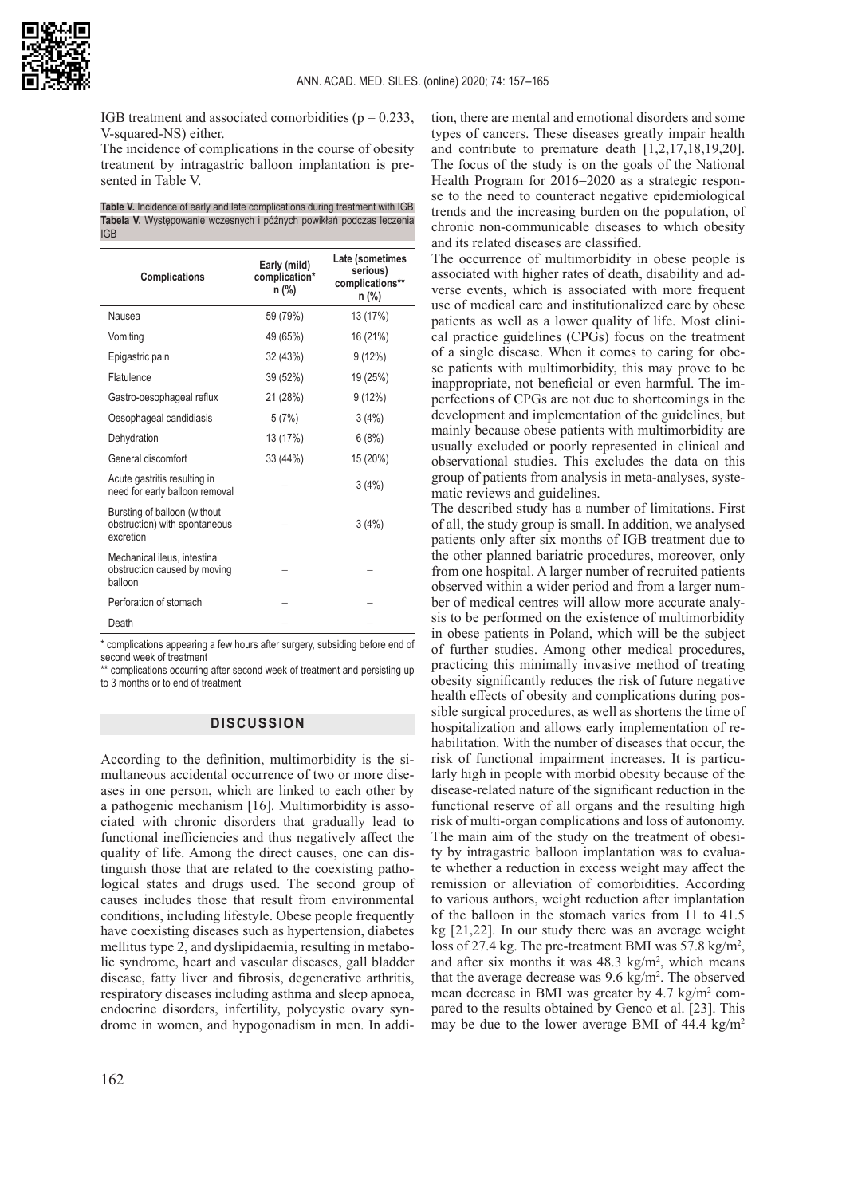IGB treatment and associated comorbidities (p = 0.233, V-squared-NS) either.

The incidence of complications in the course of obesity treatment by intragastric balloon implantation is presented in Table V.

**Table V.** Incidence of early and late complications during treatment with IGB
**Tabela V.** Występowanie wczesnych i późnych powikłań podczas leczenia IGB

| Complications | Early (mild) complication* n (%) | Late (sometimes serious) complications** n (%) |
|---|---|---|
| Nausea | 59 (79%) | 13 (17%) |
| Vomiting | 49 (65%) | 16 (21%) |
| Epigastric pain | 32 (43%) | 9 (12%) |
| Flatulence | 39 (52%) | 19 (25%) |
| Gastro-oesophageal reflux | 21 (28%) | 9 (12%) |
| Oesophageal candidiasis | 5 (7%) | 3 (4%) |
| Dehydration | 13 (17%) | 6 (8%) |
| General discomfort | 33 (44%) | 15 (20%) |
| Acute gastritis resulting in need for early balloon removal | – | 3 (4%) |
| Bursting of balloon (without obstruction) with spontaneous excretion | – | 3 (4%) |
| Mechanical ileus, intestinal obstruction caused by moving balloon | – | – |
| Perforation of stomach | – | – |
| Death | – | – |

\* complications appearing a few hours after surgery, subsiding before end of second week of treatment

\*\* complications occurring after second week of treatment and persisting up to 3 months or to end of treatment

## DISCUSSION

According to the definition, multimorbidity is the simultaneous accidental occurrence of two or more diseases in one person, which are linked to each other by a pathogenic mechanism [16]. Multimorbidity is associated with chronic disorders that gradually lead to functional inefficiencies and thus negatively affect the quality of life. Among the direct causes, one can distinguish those that are related to the coexisting pathological states and drugs used. The second group of causes includes those that result from environmental conditions, including lifestyle. Obese people frequently have coexisting diseases such as hypertension, diabetes mellitus type 2, and dyslipidaemia, resulting in metabolic syndrome, heart and vascular diseases, gall bladder disease, fatty liver and fibrosis, degenerative arthritis, respiratory diseases including asthma and sleep apnoea, endocrine disorders, infertility, polycystic ovary syndrome in women, and hypogonadism in men. In addition, there are mental and emotional disorders and some types of cancers. These diseases greatly impair health and contribute to premature death [1,2,17,18,19,20]. The focus of the study is on the goals of the National Health Program for 2016–2020 as a strategic response to the need to counteract negative epidemiological trends and the increasing burden on the population, of chronic non-communicable diseases to which obesity and its related diseases are classified.

The occurrence of multimorbidity in obese people is associated with higher rates of death, disability and adverse events, which is associated with more frequent use of medical care and institutionalized care by obese patients as well as a lower quality of life. Most clinical practice guidelines (CPGs) focus on the treatment of a single disease. When it comes to caring for obese patients with multimorbidity, this may prove to be inappropriate, not beneficial or even harmful. The imperfections of CPGs are not due to shortcomings in the development and implementation of the guidelines, but mainly because obese patients with multimorbidity are usually excluded or poorly represented in clinical and observational studies. This excludes the data on this group of patients from analysis in meta-analyses, systematic reviews and guidelines.

The described study has a number of limitations. First of all, the study group is small. In addition, we analysed patients only after six months of IGB treatment due to the other planned bariatric procedures, moreover, only from one hospital. A larger number of recruited patients observed within a wider period and from a larger number of medical centres will allow more accurate analysis to be performed on the existence of multimorbidity in obese patients in Poland, which will be the subject of further studies. Among other medical procedures, practicing this minimally invasive method of treating obesity significantly reduces the risk of future negative health effects of obesity and complications during possible surgical procedures, as well as shortens the time of hospitalization and allows early implementation of rehabilitation. With the number of diseases that occur, the risk of functional impairment increases. It is particularly high in people with morbid obesity because of the disease-related nature of the significant reduction in the functional reserve of all organs and the resulting high risk of multi-organ complications and loss of autonomy. The main aim of the study on the treatment of obesity by intragastric balloon implantation was to evaluate whether a reduction in excess weight may affect the remission or alleviation of comorbidities. According to various authors, weight reduction after implantation of the balloon in the stomach varies from 11 to 41.5 kg [21,22]. In our study there was an average weight loss of 27.4 kg. The pre-treatment BMI was 57.8 kg/m$^2$, and after six months it was 48.3 kg/m$^2$, which means that the average decrease was 9.6 kg/m$^2$. The observed mean decrease in BMI was greater by 4.7 kg/m$^2$ compared to the results obtained by Genco et al. [23]. This may be due to the lower average BMI of 44.4 kg/m$^2$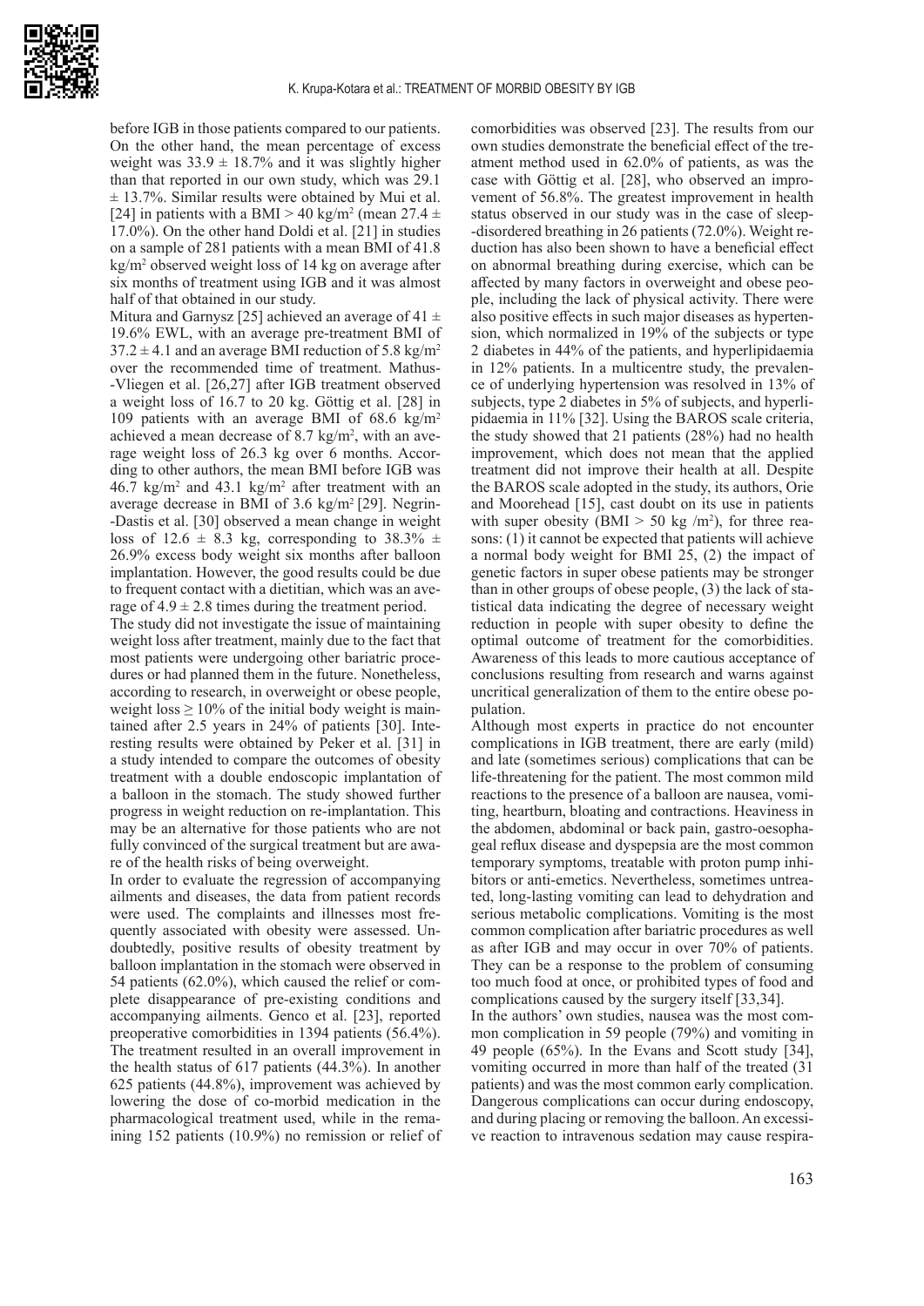before IGB in those patients compared to our patients. On the other hand, the mean percentage of excess weight was $33.9 \pm 18.7\%$ and it was slightly higher than that reported in our own study, which was $29.1 \pm 13.7\%$. Similar results were obtained by Mui et al. [24] in patients with a BMI > 40 kg/m$^2$ (mean $27.4 \pm 17.0\%$). On the other hand Doldi et al. [21] in studies on a sample of 281 patients with a mean BMI of 41.8 kg/m$^2$ observed weight loss of 14 kg on average after six months of treatment using IGB and it was almost half of that obtained in our study.

Mitura and Garnysz [25] achieved an average of $41 \pm 19.6\%$ EWL, with an average pre-treatment BMI of $37.2 \pm 4.1$ and an average BMI reduction of 5.8 kg/m$^2$ over the recommended time of treatment. Mathus-Vliegen et al. [26,27] after IGB treatment observed a weight loss of 16.7 to 20 kg. Göttig et al. [28] in 109 patients with an average BMI of 68.6 kg/m$^2$ achieved a mean decrease of 8.7 kg/m$^2$, with an average weight loss of 26.3 kg over 6 months. According to other authors, the mean BMI before IGB was 46.7 kg/m$^2$ and 43.1 kg/m$^2$ after treatment with an average decrease in BMI of 3.6 kg/m$^2$ [29]. Negrin-Dastis et al. [30] observed a mean change in weight loss of $12.6 \pm 8.3$ kg, corresponding to $38.3\% \pm 26.9\%$ excess body weight six months after balloon implantation. However, the good results could be due to frequent contact with a dietitian, which was an average of $4.9 \pm 2.8$ times during the treatment period.

The study did not investigate the issue of maintaining weight loss after treatment, mainly due to the fact that most patients were undergoing other bariatric procedures or had planned them in the future. Nonetheless, according to research, in overweight or obese people, weight loss $\geq 10\%$ of the initial body weight is maintained after 2.5 years in 24% of patients [30]. Interesting results were obtained by Peker et al. [31] in a study intended to compare the outcomes of obesity treatment with a double endoscopic implantation of a balloon in the stomach. The study showed further progress in weight reduction on re-implantation. This may be an alternative for those patients who are not fully convinced of the surgical treatment but are aware of the health risks of being overweight.

In order to evaluate the regression of accompanying ailments and diseases, the data from patient records were used. The complaints and illnesses most frequently associated with obesity were assessed. Undoubtedly, positive results of obesity treatment by balloon implantation in the stomach were observed in 54 patients (62.0%), which caused the relief or complete disappearance of pre-existing conditions and accompanying ailments. Genco et al. [23], reported preoperative comorbidities in 1394 patients (56.4%). The treatment resulted in an overall improvement in the health status of 617 patients (44.3%). In another 625 patients (44.8%), improvement was achieved by lowering the dose of co-morbid medication in the pharmacological treatment used, while in the remaining 152 patients (10.9%) no remission or relief of comorbidities was observed [23]. The results from our own studies demonstrate the beneficial effect of the treatment method used in 62.0% of patients, as was the case with Göttig et al. [28], who observed an improvement of 56.8%. The greatest improvement in health status observed in our study was in the case of sleep-disordered breathing in 26 patients (72.0%). Weight reduction has also been shown to have a beneficial effect on abnormal breathing during exercise, which can be affected by many factors in overweight and obese people, including the lack of physical activity. There were also positive effects in such major diseases as hypertension, which normalized in 19% of the subjects or type 2 diabetes in 44% of the patients, and hyperlipidaemia in 12% patients. In a multicentre study, the prevalence of underlying hypertension was resolved in 13% of subjects, type 2 diabetes in 5% of subjects, and hyperlipidaemia in 11% [32]. Using the BAROS scale criteria, the study showed that 21 patients (28%) had no health improvement, which does not mean that the applied treatment did not improve their health at all. Despite the BAROS scale adopted in the study, its authors, Orie and Moorehead [15], cast doubt on its use in patients with super obesity (BMI > 50 kg /m$^2$), for three reasons: (1) it cannot be expected that patients will achieve a normal body weight for BMI 25, (2) the impact of genetic factors in super obese patients may be stronger than in other groups of obese people, (3) the lack of statistical data indicating the degree of necessary weight reduction in people with super obesity to define the optimal outcome of treatment for the comorbidities. Awareness of this leads to more cautious acceptance of conclusions resulting from research and warns against uncritical generalization of them to the entire obese population.

Although most experts in practice do not encounter complications in IGB treatment, there are early (mild) and late (sometimes serious) complications that can be life-threatening for the patient. The most common mild reactions to the presence of a balloon are nausea, vomiting, heartburn, bloating and contractions. Heaviness in the abdomen, abdominal or back pain, gastro-oesophageal reflux disease and dyspepsia are the most common temporary symptoms, treatable with proton pump inhibitors or anti-emetics. Nevertheless, sometimes untreated, long-lasting vomiting can lead to dehydration and serious metabolic complications. Vomiting is the most common complication after bariatric procedures as well as after IGB and may occur in over 70% of patients. They can be a response to the problem of consuming too much food at once, or prohibited types of food and complications caused by the surgery itself [33,34].

In the authors' own studies, nausea was the most common complication in 59 people (79%) and vomiting in 49 people (65%). In the Evans and Scott study [34], vomiting occurred in more than half of the treated (31 patients) and was the most common early complication. Dangerous complications can occur during endoscopy, and during placing or removing the balloon. An excessive reaction to intravenous sedation may cause respira-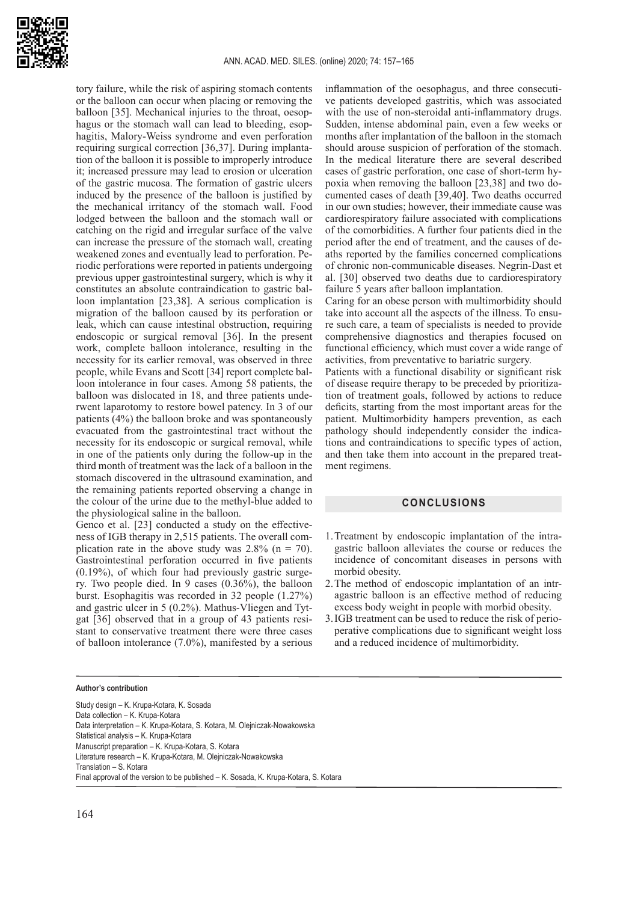tory failure, while the risk of aspiring stomach contents or the balloon can occur when placing or removing the balloon [35]. Mechanical injuries to the throat, oesophagus or the stomach wall can lead to bleeding, esophagitis, Malory-Weiss syndrome and even perforation requiring surgical correction [36,37]. During implantation of the balloon it is possible to improperly introduce it; increased pressure may lead to erosion or ulceration of the gastric mucosa. The formation of gastric ulcers induced by the presence of the balloon is justified by the mechanical irritancy of the stomach wall. Food lodged between the balloon and the stomach wall or catching on the rigid and irregular surface of the valve can increase the pressure of the stomach wall, creating weakened zones and eventually lead to perforation. Periodic perforations were reported in patients undergoing previous upper gastrointestinal surgery, which is why it constitutes an absolute contraindication to gastric balloon implantation [23,38]. A serious complication is migration of the balloon caused by its perforation or leak, which can cause intestinal obstruction, requiring endoscopic or surgical removal [36]. In the present work, complete balloon intolerance, resulting in the necessity for its earlier removal, was observed in three people, while Evans and Scott [34] report complete balloon intolerance in four cases. Among 58 patients, the balloon was dislocated in 18, and three patients underwent laparotomy to restore bowel patency. In 3 of our patients (4%) the balloon broke and was spontaneously evacuated from the gastrointestinal tract without the necessity for its endoscopic or surgical removal, while in one of the patients only during the follow-up in the third month of treatment was the lack of a balloon in the stomach discovered in the ultrasound examination, and the remaining patients reported observing a change in the colour of the urine due to the methyl-blue added to the physiological saline in the balloon.

Genco et al. [23] conducted a study on the effectiveness of IGB therapy in 2,515 patients. The overall complication rate in the above study was 2.8% (n = 70). Gastrointestinal perforation occurred in five patients (0.19%), of which four had previously gastric surgery. Two people died. In 9 cases (0.36%), the balloon burst. Esophagitis was recorded in 32 people (1.27%) and gastric ulcer in 5 (0.2%). Mathus-Vliegen and Tytgat [36] observed that in a group of 43 patients resistant to conservative treatment there were three cases of balloon intolerance (7.0%), manifested by a serious inflammation of the oesophagus, and three consecutive patients developed gastritis, which was associated with the use of non-steroidal anti-inflammatory drugs. Sudden, intense abdominal pain, even a few weeks or months after implantation of the balloon in the stomach should arouse suspicion of perforation of the stomach. In the medical literature there are several described cases of gastric perforation, one case of short-term hypoxia when removing the balloon [23,38] and two documented cases of death [39,40]. Two deaths occurred in our own studies; however, their immediate cause was cardiorespiratory failure associated with complications of the comorbidities. A further four patients died in the period after the end of treatment, and the causes of deaths reported by the families concerned complications of chronic non-communicable diseases. Negrin-Dast et al. [30] observed two deaths due to cardiorespiratory failure 5 years after balloon implantation.

Caring for an obese person with multimorbidity should take into account all the aspects of the illness. To ensure such care, a team of specialists is needed to provide comprehensive diagnostics and therapies focused on functional efficiency, which must cover a wide range of activities, from preventative to bariatric surgery.

Patients with a functional disability or significant risk of disease require therapy to be preceded by prioritization of treatment goals, followed by actions to reduce deficits, starting from the most important areas for the patient. Multimorbidity hampers prevention, as each pathology should independently consider the indications and contraindications to specific types of action, and then take them into account in the prepared treatment regimens.

## CONCLUSIONS

1. Treatment by endoscopic implantation of the intragastric balloon alleviates the course or reduces the incidence of concomitant diseases in persons with morbid obesity.
2. The method of endoscopic implantation of an intragastric balloon is an effective method of reducing excess body weight in people with morbid obesity.
3. IGB treatment can be used to reduce the risk of perioperative complications due to significant weight loss and a reduced incidence of multimorbidity.

**Author's contribution**

Study design – K. Krupa-Kotara, K. Sosada
Data collection – K. Krupa-Kotara
Data interpretation – K. Krupa-Kotara, S. Kotara, M. Olejniczak-Nowakowska
Statistical analysis – K. Krupa-Kotara
Manuscript preparation – K. Krupa-Kotara, S. Kotara
Literature research – K. Krupa-Kotara, M. Olejniczak-Nowakowska
Translation – S. Kotara
Final approval of the version to be published – K. Sosada, K. Krupa-Kotara, S. Kotara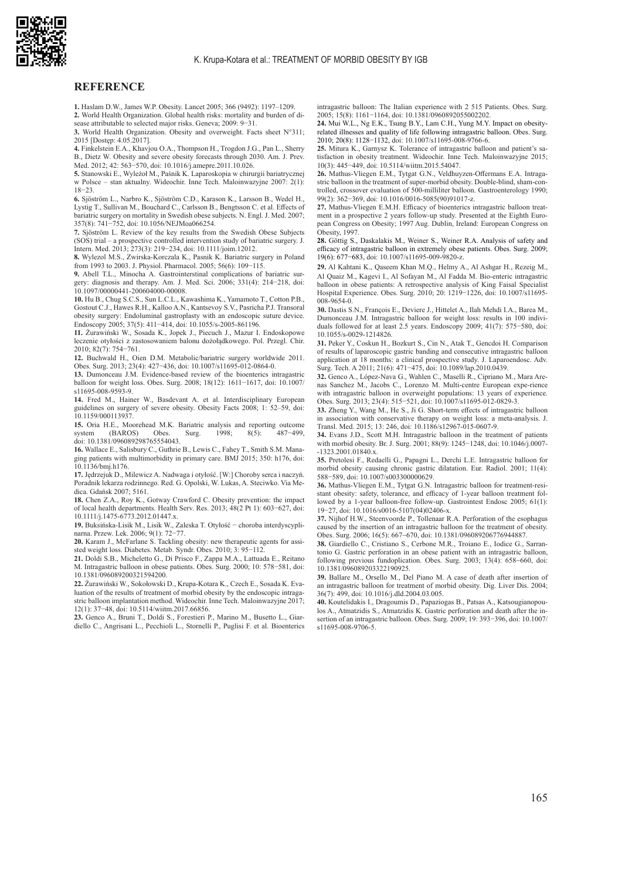## REFERENCE

**1.** Haslam D.W., James W.P. Obesity. Lancet 2005; 366 (9492): 1197–1209.

**2.** World Health Organization. Global health risks: mortality and burden of disease attributable to selected major risks. Geneva; 2009: 9−31.

**3.** World Health Organization. Obesity and overweight. Facts sheet N°311; 2015 [Dostęp: 4.05.2017].

**4.** Finkelstein E.A., Khavjou O.A., Thompson H., Trogdon J.G., Pan L., Sherry B., Dietz W. Obesity and severe obesity forecasts through 2030. Am. J. Prev. Med. 2012; 42: 563−570, doi: 10.1016/j.amepre.2011.10.026.

**5.** Stanowski E., Wyleżoł M., Paśnik K. Laparoskopia w chirurgii bariatrycznej w Polsce – stan aktualny. Wideochir. Inne Tech. Maloinwazyjne 2007: 2(1): 18−23.

**6.** Sjöström L., Narbro K., Sjöström C.D., Karason K., Larsson B., Wedel H., Lystig T., Sullivan M., Bouchard C., Carlsson B., Bengtsson C. et al. Effects of bariatric surgery on mortality in Swedish obese subjects. N. Engl. J. Med. 2007; 357(8): 741−752, doi: 10.1056/NEJMoa066254.

**7.** Sjöström L. Review of the key results from the Swedish Obese Subjects (SOS) trial – a prospective controlled intervention study of bariatric surgery. J. Intern. Med. 2013; 273(3): 219−234, doi: 10.1111/joim.12012.

**8.** Wylezol M.S., Zwirska-Korczala K., Pasnik K. Bariatric surgery in Poland from 1993 to 2003. J. Physiol. Pharmacol. 2005; 56(6): 109−115.

**9.** Abell T.L., Minocha A. Gastrointerstinal complications of bariatric surgery: diagnosis and therapy. Am. J. Med. Sci. 2006; 331(4): 214−218, doi: 10.1097/00000441-200604000-00008.

**10.** Hu B., Chug S.C.S., Sun L.C.L., Kawashima K., Yamamoto T., Cotton P.B., Gostout C.J., Hawes R.H., Kalloo A.N., Kantsevoy S.V., Pasricha P.J. Transoral obesity surgery: Endoluminal gastroplasty with an endoscopic suture device. Endoscopy 2005; 37(5): 411−414, doi: 10.1055/s-2005-861196.

**11.** Żurawiński W., Sosada K., Jopek J., Piecuch J., Mazur I. Endoskopowe leczenie otyłości z zastosowaniem balonu dożołądkowego. Pol. Przegl. Chir. 2010; 82(7): 754−761.

**12.** Buchwald H., Oien D.M. Metabolic/bariatric surgery worldwide 2011. Obes. Surg. 2013; 23(4): 427−436, doi: 10.1007/s11695-012-0864-0.

**13.** Dumonceau J.M. Evidence-based review of the bioenterics intragastric balloon for weight loss. Obes. Surg. 2008; 18(12): 1611−1617, doi: 10.1007/s11695-008-9593-9.

**14.** Fred M., Hainer W., Basdevant A. et al. Interdisciplinary European guidelines on surgery of severe obesity. Obesity Facts 2008; 1: 52−59, doi: 10.1159/000113937.

**15.** Oria H.E., Moorehead M.K. Bariatric analysis and reporting outcome system (BAROS) Obes. Surg. 1998; 8(5): 487−499, doi: 10.1381/096089298765554043.

**16.** Wallace E., Salisbury C., Guthrie B., Lewis C., Fahey T., Smith S.M. Managing patients with multimorbidity in primary care. BMJ 2015; 350: h176, doi: 10.1136/bmj.h176.

**17.** Jędrzejuk D., Milewicz A. Nadwaga i otyłość. [W:] Choroby serca i naczyń. Poradnik lekarza rodzinnego. Red. G. Opolski, W. Lukas, A. Steciwko. Via Medica. Gdańsk 2007; 5161.

**18.** Chen Z.A., Roy K., Gotway Crawford C. Obesity prevention: the impact of local health departments. Health Serv. Res. 2013; 48(2 Pt 1): 603−627, doi: 10.1111/j.1475-6773.2012.01447.x.

**19.** Buksińska-Lisik M., Lisik W., Zaleska T. Otyłość − choroba interdyscyplinarna. Przew. Lek. 2006; 9(1): 72−77.

**20.** Karam J., McFarlane S. Tackling obesity: new therapeutic agents for assisted weight loss. Diabetes. Metab. Syndr. Obes. 2010; 3: 95−112.

**21.** Doldi S.B., Micheletto G., Di Prisco F., Zappa M.A., Lattuada E., Reitano M. Intragastric balloon in obese patients. Obes. Surg. 2000; 10: 578−581, doi: 10.1381/096089200321594200.

**22.** Żurawiński W., Sokołowski D., Krupa-Kotara K., Czech E., Sosada K. Evaluation of the results of treatment of morbid obesity by the endoscopic intragastric balloon implantation method. Wideochir. Inne Tech. Maloinwazyjne 2017; 12(1): 37−48, doi: 10.5114/wiitm.2017.66856.

**23.** Genco A., Bruni T., Doldi S., Forestieri P., Marino M., Busetto L., Giardiello C., Angrisani L., Pecchioli L., Stornelli P., Puglisi F. et al. Bioenterics intragastric balloon: The Italian experience with 2 515 Patients. Obes. Surg. 2005; 15(8): 1161−1164, doi: 10.1381/0960892055002202.

**24.** Mui W.L., Ng E.K., Tsung B.Y., Lam C.H., Yung M.Y. Impact on obesity-related illnesses and quality of life following intragastric balloon. Obes. Surg. 2010; 20(8): 1128−1132, doi: 10.1007/s11695-008-9766-6.

**25.** Mitura K., Garnysz K. Tolerance of intragastric balloon and patient's satisfaction in obesity treatment. Wideochir. Inne Tech. Maloinwazyjne 2015; 10(3): 445−449, doi: 10.5114/wiitm.2015.54047.

**26.** Mathus-Vliegen E.M., Tytgat G.N., Veldhuyzen-Offermans E.A. Intragastric balloon in the treatment of super-morbid obesity. Double-blind, sham-controlled, crossover evaluation of 500-milliliter balloon. Gastroenterology 1990; 99(2): 362−369, doi: 10.1016/0016-5085(90)91017-z.

**27.** Mathus-Vliegen E.M.H. Efficacy of bioenterics intragastric balloon treatment in a prospective 2 years follow-up study. Presented at the Eighth European Congress on Obesity; 1997 Aug. Dublin, Ireland: European Congress on Obesity, 1997.

**28.** Göttig S., Daskalakis M., Weiner S., Weiner R.A. Analysis of safety and efficacy of intragastric balloon in extremely obese patients. Obes. Surg. 2009; 19(6): 677−683, doi: 10.1007/s11695-009-9820-z.

**29.** Al Kahtani K., Qaseem Khan M.Q., Helmy A., Al Ashgar H., Rezeig M., Al Quaiz M., Kagevi I., Al Sofayan M., Al Fadda M. Bio-enteric intragastric balloon in obese patients: A retrospective analysis of King Faisal Specialist Hospital Experience. Obes. Surg. 2010; 20: 1219−1226, doi: 10.1007/s11695-008-9654-0.

**30.** Dastis S.N., François E., Deviere J., Hittelet A., Ilah Mehdi I.A., Barea M., Dumonceau J.M. Intragastric balloon for weight loss: results in 100 individuals followed for at least 2.5 years. Endoscopy 2009; 41(7): 575−580, doi: 10.1055/s-0029-1214826.

**31.** Peker Y., Coskun H., Bozkurt S., Cin N., Atak T., Gencdoi H. Comparison of results of laparoscopic gastric banding and consecutive intragastric balloon application at 18 months: a clinical prospective study. J. Laparoendosc. Adv. Surg. Tech. A 2011; 21(6): 471−475, doi: 10.1089/lap.2010.0439.

**32.** Genco A., López-Nava G., Wahlen C., Maselli R., Cipriano M., Mara Arenas Sanchez M., Jacobs C., Lorenzo M. Multi-centre European expe-rience with intragastric balloon in overweight populations: 13 years of experience. Obes. Surg. 2013; 23(4): 515−521, doi: 10.1007/s11695-012-0829-3.

**33.** Zheng Y., Wang M., He S., Ji G. Short-term effects of intragastric balloon in association with conservative therapy on weight loss: a meta-analysis. J. Transl. Med. 2015; 13: 246, doi: 10.1186/s12967-015-0607-9.

**34.** Evans J.D., Scott M.H. Intragastric balloon in the treatment of patients with morbid obesity. Br. J. Surg. 2001; 88(9): 1245−1248, doi: 10.1046/j.0007-1323.2001.01840.x.

**35.** Pretolesi F., Redaelli G., Papagni L., Derchi L.E. Intragastric balloon for morbid obesity causing chronic gastric dilatation. Eur. Radiol. 2001; 11(4): 588−589, doi: 10.1007/s003300000629.

**36.** Mathus-Vliegen E.M., Tytgat G.N. Intragastric balloon for treatment-resistant obesity: safety, tolerance, and efficacy of 1-year balloon treatment followed by a 1-year balloon-free follow-up. Gastrointest Endosc 2005; 61(1): 19−27, doi: 10.1016/s0016-5107(04)02406-x.

**37.** Nijhof H.W., Steenvoorde P., Tollenaar R.A. Perforation of the esophagus caused by the insertion of an intragastric balloon for the treatment of obesity. Obes. Surg. 2006; 16(5): 667−670, doi: 10.1381/096089206776944887.

**38.** Giardiello C., Cristiano S., Cerbone M.R., Troiano E., Iodice G., Sarrantonio G. Gastric perforation in an obese patient with an intragastric balloon, following previous fundoplication. Obes. Surg. 2003; 13(4): 658−660, doi: 10.1381/096089203322190925.

**39.** Ballare M., Orsello M., Del Piano M. A case of death after insertion of an intragastric balloon for treatment of morbid obesity. Dig. Liver Dis. 2004; 36(7): 499, doi: 10.1016/j.dld.2004.03.005.

**40.** Koutelidakis I., Dragoumis D., Papaziogas B., Patsas A., Katsougianopoulos A., Atmatzidis S., Atmatzidis K. Gastric perforation and death after the insertion of an intragastric balloon. Obes. Surg. 2009; 19: 393−396, doi: 10.1007/s11695-008-9706-5.